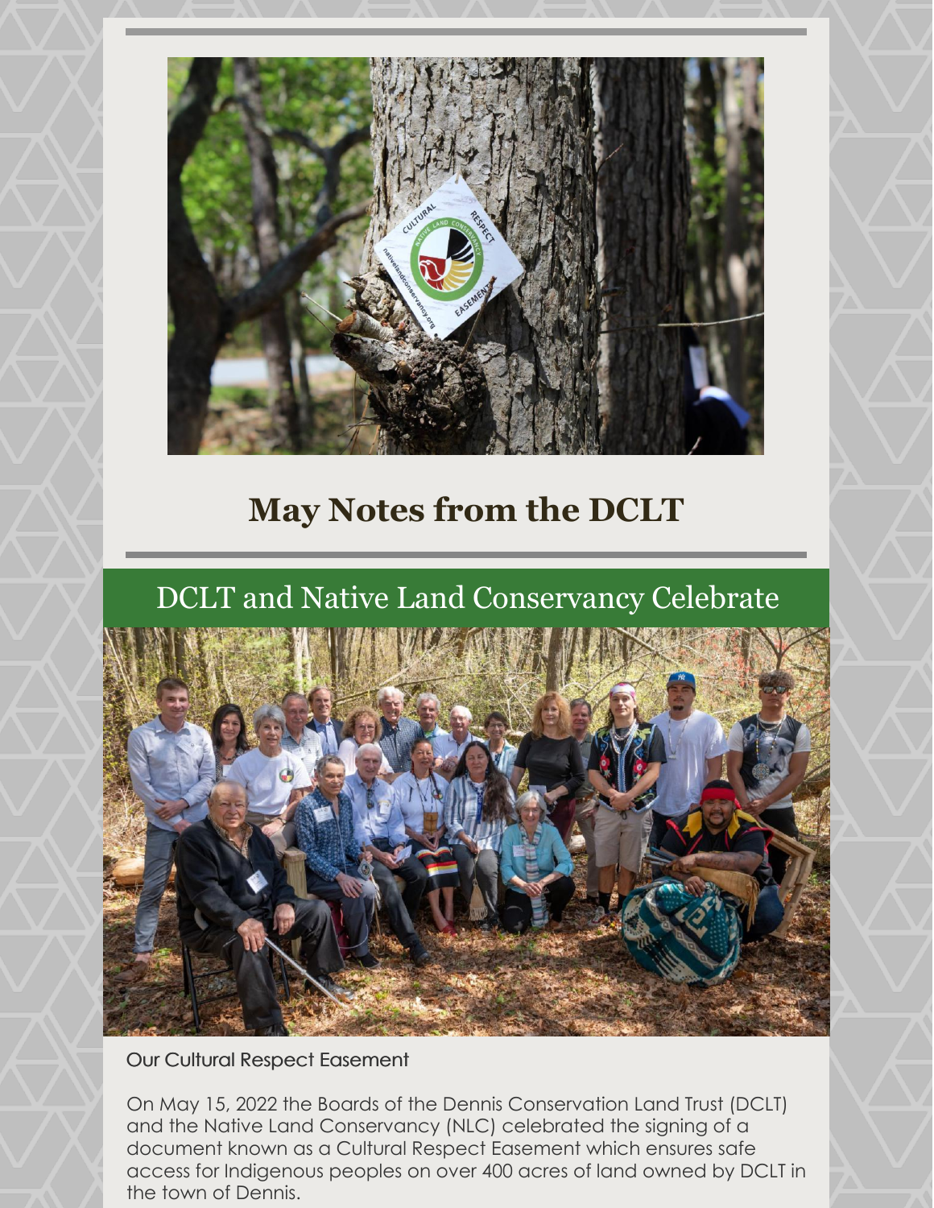# May Notes from the DCLT

## DCLT and Native Land Conservancy Celebrate

Our Cultural Respect Easement

On May 15, 2022 the Boards of the Dennis Conservation Land Trust (DCLT) and the Native Land Conservancy (NLC) celebrated the signing of a document known as a Cultural Respect Easement which ensures safe access for Indigenous peoples on over 400 acres of land owned by DCLT in the town of Dennis.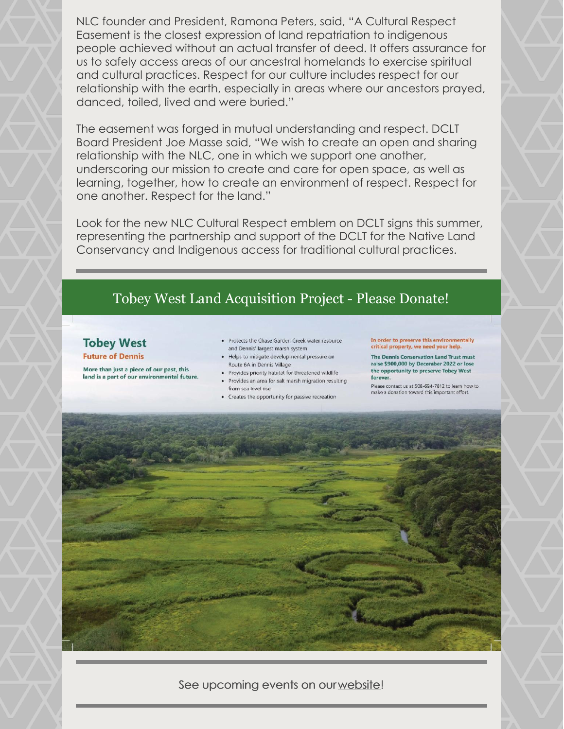NLC founder and President, Ramona Peters, said, "A Cultural Respect Easement is the closest expression of land repatriation to indigenous people achieved without an actual transfer of deed. It offers assurance for us to safely access areas of our ancestral homelands to exercise spiritual and cultural practices. Respect for our culture includes respect for our relationship with the earth, especially in areas where our ancestors prayed, danced, toiled, lived and were buried."

The easement was forged in mutual understanding and respect. DCLT Board President Joe Masse said, "We wish to create an open and sharing relationship with the NLC, one in which we support one another, underscoring our mission to create and care for open space, as well as learning, together, how to create an environment of respect. Respect for one another. Respect for the land."

Look for the new NLC Cultural Respect emblem on DCLT signs this summer, representing the partnership and support of the DCLT for the Native Land Conservancy and Indigenous access for traditional cultural practices.

---

## Tobey West Land Acquisition Project - Please Donate!

### Tobey West

**Future of Dennis**

**More than just a piece of our past, this land is a part of our environmental future.**

- Protects the Chase Garden Creek water resource and Dennis' largest marsh system
- Helps to mitigate developmental pressure on Route 6A in Dennis Village
- Provides priority habitat for threatened wildlife
- Provides an area for salt marsh migration resulting from sea level rise
- Creates the opportunity for passive recreation

**In order to preserve this environmentally critical property, we need your help.**

**The Dennis Conservation Land Trust must raise $900,000 by December 2022 or lose the opportunity to preserve Tobey West forever.**

Please contact us at 508-694-7812 to learn how to make a donation toward this important effort.

---

See upcoming events on our website!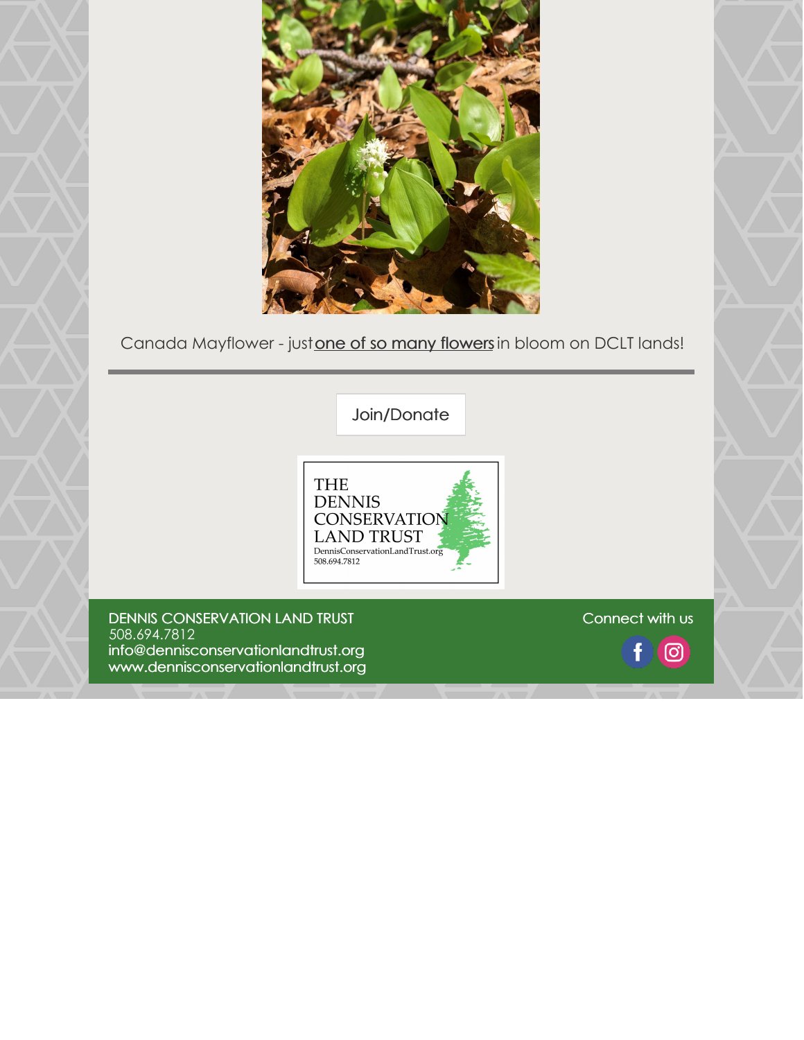Canada Mayflower - just one of so many flowers in bloom on DCLT lands!

---

Join/Donate

THE DENNIS CONSERVATION LAND TRUST
DennisConservationLandTrust.org
508.694.7812

DENNIS CONSERVATION LAND TRUST
508.694.7812
info@dennisconservationlandtrust.org
www.dennisconservationlandtrust.org

Connect with us